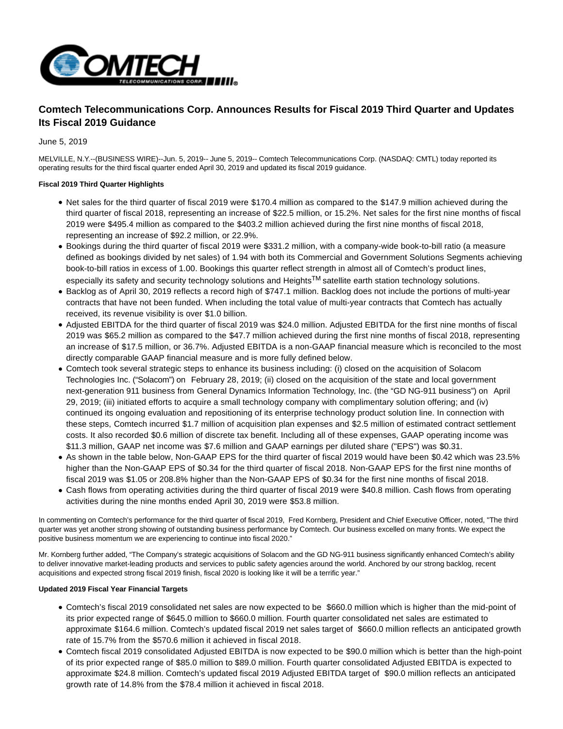# Comtech Telecommunications Corp. Announces Results for Fiscal 2019 Third Quarter and Updates Its Fiscal 2019 Guidance

June 5, 2019

MELVILLE, N.Y.--(BUSINESS WIRE)--Jun. 5, 2019-- June 5, 2019-- Comtech Telecommunications Corp. (NASDAQ: CMTL) today reported its operating results for the third fiscal quarter ended April 30, 2019 and updated its fiscal 2019 guidance.

**Fiscal 2019 Third Quarter Highlights**

- Net sales for the third quarter of fiscal 2019 were $170.4 million as compared to the $147.9 million achieved during the third quarter of fiscal 2018, representing an increase of $22.5 million, or 15.2%. Net sales for the first nine months of fiscal 2019 were $495.4 million as compared to the $403.2 million achieved during the first nine months of fiscal 2018, representing an increase of $92.2 million, or 22.9%.
- Bookings during the third quarter of fiscal 2019 were $331.2 million, with a company-wide book-to-bill ratio (a measure defined as bookings divided by net sales) of 1.94 with both its Commercial and Government Solutions Segments achieving book-to-bill ratios in excess of 1.00. Bookings this quarter reflect strength in almost all of Comtech's product lines, especially its safety and security technology solutions and Heights™ satellite earth station technology solutions.
- Backlog as of April 30, 2019 reflects a record high of $747.1 million. Backlog does not include the portions of multi-year contracts that have not been funded. When including the total value of multi-year contracts that Comtech has actually received, its revenue visibility is over $1.0 billion.
- Adjusted EBITDA for the third quarter of fiscal 2019 was $24.0 million. Adjusted EBITDA for the first nine months of fiscal 2019 was $65.2 million as compared to the $47.7 million achieved during the first nine months of fiscal 2018, representing an increase of $17.5 million, or 36.7%. Adjusted EBITDA is a non-GAAP financial measure which is reconciled to the most directly comparable GAAP financial measure and is more fully defined below.
- Comtech took several strategic steps to enhance its business including: (i) closed on the acquisition of Solacom Technologies Inc. ("Solacom") on February 28, 2019; (ii) closed on the acquisition of the state and local government next-generation 911 business from General Dynamics Information Technology, Inc. (the "GD NG-911 business") on April 29, 2019; (iii) initiated efforts to acquire a small technology company with complimentary solution offering; and (iv) continued its ongoing evaluation and repositioning of its enterprise technology product solution line. In connection with these steps, Comtech incurred $1.7 million of acquisition plan expenses and $2.5 million of estimated contract settlement costs. It also recorded $0.6 million of discrete tax benefit. Including all of these expenses, GAAP operating income was $11.3 million, GAAP net income was $7.6 million and GAAP earnings per diluted share ("EPS") was $0.31.
- As shown in the table below, Non-GAAP EPS for the third quarter of fiscal 2019 would have been $0.42 which was 23.5% higher than the Non-GAAP EPS of $0.34 for the third quarter of fiscal 2018. Non-GAAP EPS for the first nine months of fiscal 2019 was $1.05 or 208.8% higher than the Non-GAAP EPS of $0.34 for the first nine months of fiscal 2018.
- Cash flows from operating activities during the third quarter of fiscal 2019 were $40.8 million. Cash flows from operating activities during the nine months ended April 30, 2019 were $53.8 million.

In commenting on Comtech's performance for the third quarter of fiscal 2019, Fred Kornberg, President and Chief Executive Officer, noted, "The third quarter was yet another strong showing of outstanding business performance by Comtech. Our business excelled on many fronts. We expect the positive business momentum we are experiencing to continue into fiscal 2020."

Mr. Kornberg further added, "The Company's strategic acquisitions of Solacom and the GD NG-911 business significantly enhanced Comtech's ability to deliver innovative market-leading products and services to public safety agencies around the world. Anchored by our strong backlog, recent acquisitions and expected strong fiscal 2019 finish, fiscal 2020 is looking like it will be a terrific year."

**Updated 2019 Fiscal Year Financial Targets**

- Comtech's fiscal 2019 consolidated net sales are now expected to be $660.0 million which is higher than the mid-point of its prior expected range of $645.0 million to $660.0 million. Fourth quarter consolidated net sales are estimated to approximate $164.6 million. Comtech's updated fiscal 2019 net sales target of $660.0 million reflects an anticipated growth rate of 15.7% from the $570.6 million it achieved in fiscal 2018.
- Comtech fiscal 2019 consolidated Adjusted EBITDA is now expected to be $90.0 million which is better than the high-point of its prior expected range of $85.0 million to $89.0 million. Fourth quarter consolidated Adjusted EBITDA is expected to approximate $24.8 million. Comtech's updated fiscal 2019 Adjusted EBITDA target of $90.0 million reflects an anticipated growth rate of 14.8% from the $78.4 million it achieved in fiscal 2018.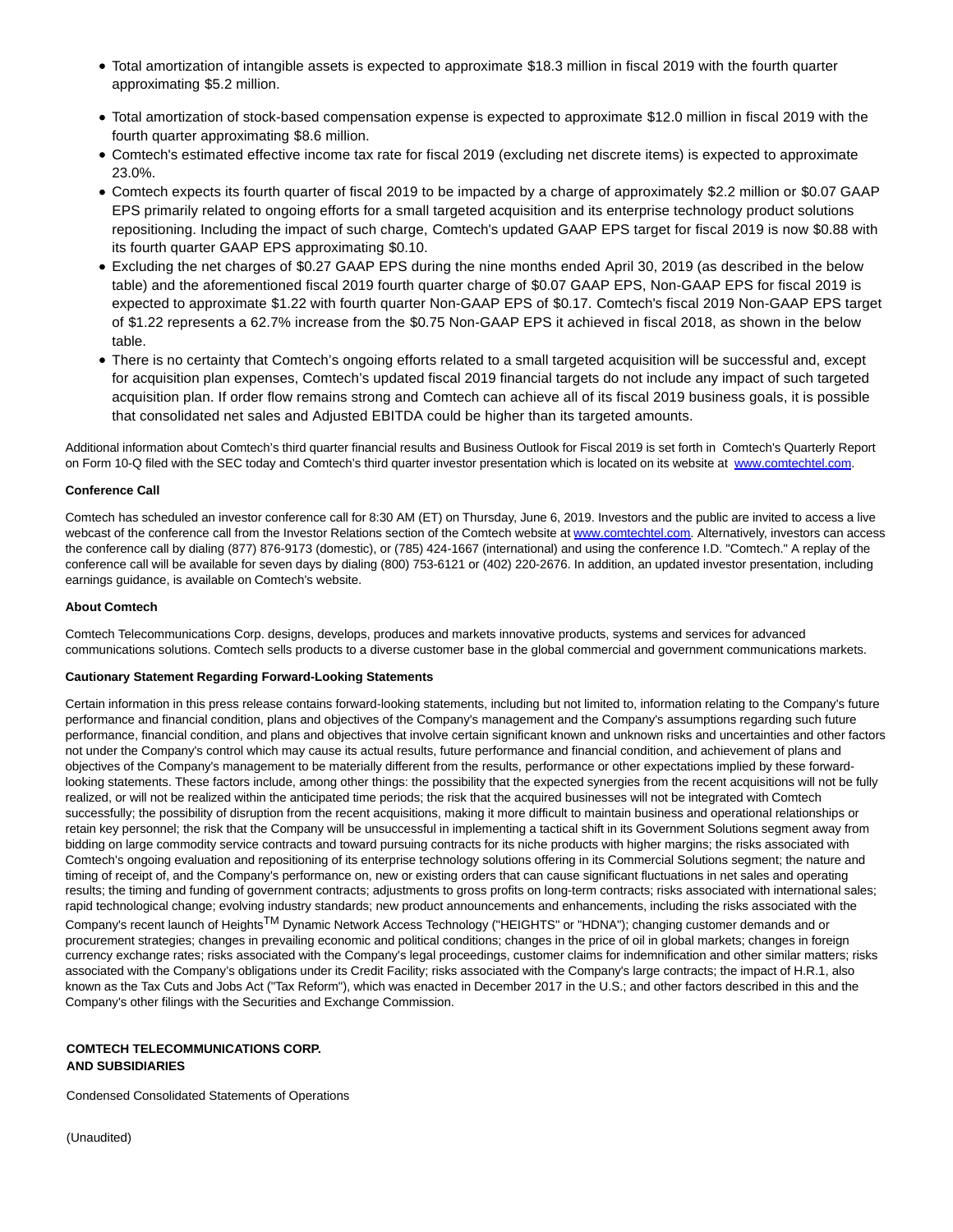- Total amortization of intangible assets is expected to approximate $18.3 million in fiscal 2019 with the fourth quarter approximating $5.2 million.
- Total amortization of stock-based compensation expense is expected to approximate $12.0 million in fiscal 2019 with the fourth quarter approximating $8.6 million.
- Comtech's estimated effective income tax rate for fiscal 2019 (excluding net discrete items) is expected to approximate 23.0%.
- Comtech expects its fourth quarter of fiscal 2019 to be impacted by a charge of approximately $2.2 million or $0.07 GAAP EPS primarily related to ongoing efforts for a small targeted acquisition and its enterprise technology product solutions repositioning. Including the impact of such charge, Comtech's updated GAAP EPS target for fiscal 2019 is now $0.88 with its fourth quarter GAAP EPS approximating $0.10.
- Excluding the net charges of $0.27 GAAP EPS during the nine months ended April 30, 2019 (as described in the below table) and the aforementioned fiscal 2019 fourth quarter charge of $0.07 GAAP EPS, Non-GAAP EPS for fiscal 2019 is expected to approximate $1.22 with fourth quarter Non-GAAP EPS of $0.17. Comtech's fiscal 2019 Non-GAAP EPS target of $1.22 represents a 62.7% increase from the $0.75 Non-GAAP EPS it achieved in fiscal 2018, as shown in the below table.
- There is no certainty that Comtech's ongoing efforts related to a small targeted acquisition will be successful and, except for acquisition plan expenses, Comtech's updated fiscal 2019 financial targets do not include any impact of such targeted acquisition plan. If order flow remains strong and Comtech can achieve all of its fiscal 2019 business goals, it is possible that consolidated net sales and Adjusted EBITDA could be higher than its targeted amounts.

Additional information about Comtech's third quarter financial results and Business Outlook for Fiscal 2019 is set forth in Comtech's Quarterly Report on Form 10-Q filed with the SEC today and Comtech's third quarter investor presentation which is located on its website at www.comtechtel.com.

**Conference Call**

Comtech has scheduled an investor conference call for 8:30 AM (ET) on Thursday, June 6, 2019. Investors and the public are invited to access a live webcast of the conference call from the Investor Relations section of the Comtech website at www.comtechtel.com. Alternatively, investors can access the conference call by dialing (877) 876-9173 (domestic), or (785) 424-1667 (international) and using the conference I.D. "Comtech." A replay of the conference call will be available for seven days by dialing (800) 753-6121 or (402) 220-2676. In addition, an updated investor presentation, including earnings guidance, is available on Comtech's website.

**About Comtech**

Comtech Telecommunications Corp. designs, develops, produces and markets innovative products, systems and services for advanced communications solutions. Comtech sells products to a diverse customer base in the global commercial and government communications markets.

**Cautionary Statement Regarding Forward-Looking Statements**

Certain information in this press release contains forward-looking statements, including but not limited to, information relating to the Company's future performance and financial condition, plans and objectives of the Company's management and the Company's assumptions regarding such future performance, financial condition, and plans and objectives that involve certain significant known and unknown risks and uncertainties and other factors not under the Company's control which may cause its actual results, future performance and financial condition, and achievement of plans and objectives of the Company's management to be materially different from the results, performance or other expectations implied by these forward-looking statements. These factors include, among other things: the possibility that the expected synergies from the recent acquisitions will not be fully realized, or will not be realized within the anticipated time periods; the risk that the acquired businesses will not be integrated with Comtech successfully; the possibility of disruption from the recent acquisitions, making it more difficult to maintain business and operational relationships or retain key personnel; the risk that the Company will be unsuccessful in implementing a tactical shift in its Government Solutions segment away from bidding on large commodity service contracts and toward pursuing contracts for its niche products with higher margins; the risks associated with Comtech's ongoing evaluation and repositioning of its enterprise technology solutions offering in its Commercial Solutions segment; the nature and timing of receipt of, and the Company's performance on, new or existing orders that can cause significant fluctuations in net sales and operating results; the timing and funding of government contracts; adjustments to gross profits on long-term contracts; risks associated with international sales; rapid technological change; evolving industry standards; new product announcements and enhancements, including the risks associated with the Company's recent launch of Heights™ Dynamic Network Access Technology ("HEIGHTS" or "HDNA"); changing customer demands and or procurement strategies; changes in prevailing economic and political conditions; changes in the price of oil in global markets; changes in foreign currency exchange rates; risks associated with the Company's legal proceedings, customer claims for indemnification and other similar matters; risks associated with the Company's obligations under its Credit Facility; risks associated with the Company's large contracts; the impact of H.R.1, also known as the Tax Cuts and Jobs Act ("Tax Reform"), which was enacted in December 2017 in the U.S.; and other factors described in this and the Company's other filings with the Securities and Exchange Commission.

**COMTECH TELECOMMUNICATIONS CORP.**
**AND SUBSIDIARIES**

Condensed Consolidated Statements of Operations

(Unaudited)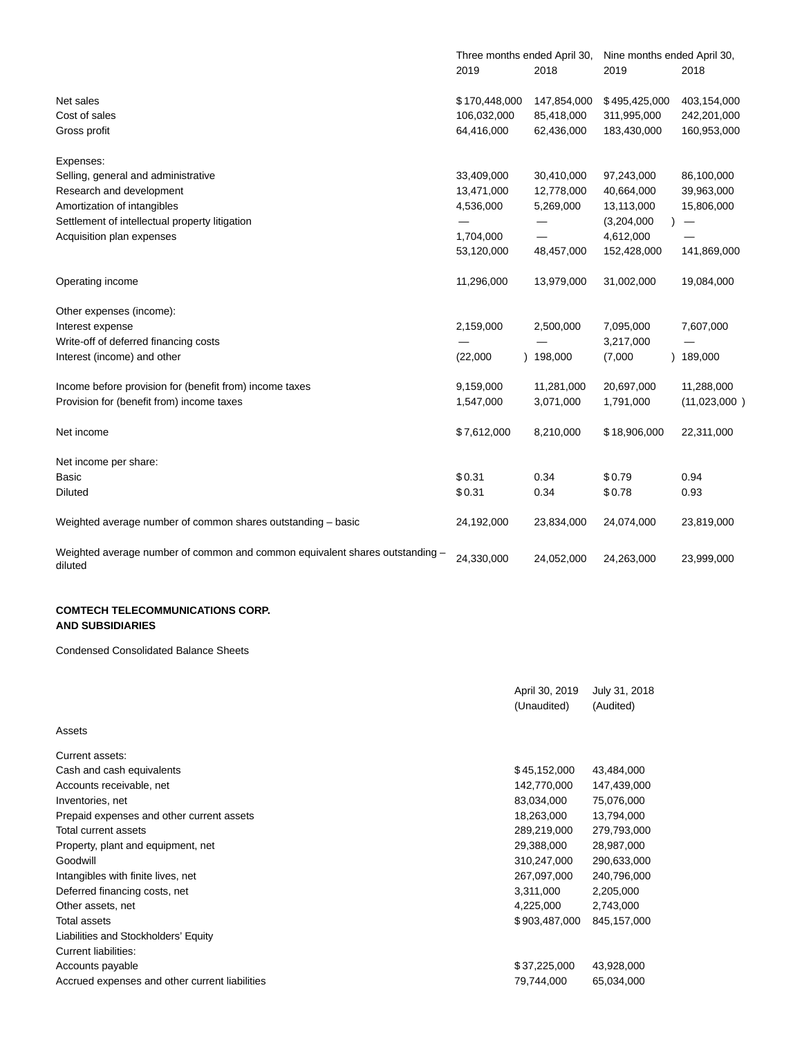| | Three months ended April 30, | | Nine months ended April 30, | |
|---|---|---|---|---|
| | 2019 | 2018 | 2019 | 2018 |
| Net sales | $170,448,000 | 147,854,000 | $495,425,000 | 403,154,000 |
| Cost of sales | 106,032,000 | 85,418,000 | 311,995,000 | 242,201,000 |
| Gross profit | 64,416,000 | 62,436,000 | 183,430,000 | 160,953,000 |
| Expenses: | | | | |
| Selling, general and administrative | 33,409,000 | 30,410,000 | 97,243,000 | 86,100,000 |
| Research and development | 13,471,000 | 12,778,000 | 40,664,000 | 39,963,000 |
| Amortization of intangibles | 4,536,000 | 5,269,000 | 13,113,000 | 15,806,000 |
| Settlement of intellectual property litigation | — | — | (3,204,000) | — |
| Acquisition plan expenses | 1,704,000 | — | 4,612,000 | — |
| | 53,120,000 | 48,457,000 | 152,428,000 | 141,869,000 |
| Operating income | 11,296,000 | 13,979,000 | 31,002,000 | 19,084,000 |
| Other expenses (income): | | | | |
| Interest expense | 2,159,000 | 2,500,000 | 7,095,000 | 7,607,000 |
| Write-off of deferred financing costs | — | — | 3,217,000 | — |
| Interest (income) and other | (22,000) | 198,000 | (7,000) | 189,000 |
| Income before provision for (benefit from) income taxes | 9,159,000 | 11,281,000 | 20,697,000 | 11,288,000 |
| Provision for (benefit from) income taxes | 1,547,000 | 3,071,000 | 1,791,000 | (11,023,000) |
| Net income | $7,612,000 | 8,210,000 | $18,906,000 | 22,311,000 |
| Net income per share: | | | | |
| Basic | $0.31 | 0.34 | $0.79 | 0.94 |
| Diluted | $0.31 | 0.34 | $0.78 | 0.93 |
| Weighted average number of common shares outstanding – basic | 24,192,000 | 23,834,000 | 24,074,000 | 23,819,000 |
| Weighted average number of common and common equivalent shares outstanding – diluted | 24,330,000 | 24,052,000 | 24,263,000 | 23,999,000 |

**COMTECH TELECOMMUNICATIONS CORP. AND SUBSIDIARIES**

Condensed Consolidated Balance Sheets

| | April 30, 2019 (Unaudited) | July 31, 2018 (Audited) |
|---|---|---|
| Assets | | |
| Current assets: | | |
| Cash and cash equivalents | $45,152,000 | 43,484,000 |
| Accounts receivable, net | 142,770,000 | 147,439,000 |
| Inventories, net | 83,034,000 | 75,076,000 |
| Prepaid expenses and other current assets | 18,263,000 | 13,794,000 |
| Total current assets | 289,219,000 | 279,793,000 |
| Property, plant and equipment, net | 29,388,000 | 28,987,000 |
| Goodwill | 310,247,000 | 290,633,000 |
| Intangibles with finite lives, net | 267,097,000 | 240,796,000 |
| Deferred financing costs, net | 3,311,000 | 2,205,000 |
| Other assets, net | 4,225,000 | 2,743,000 |
| Total assets | $903,487,000 | 845,157,000 |
| Liabilities and Stockholders' Equity | | |
| Current liabilities: | | |
| Accounts payable | $37,225,000 | 43,928,000 |
| Accrued expenses and other current liabilities | 79,744,000 | 65,034,000 |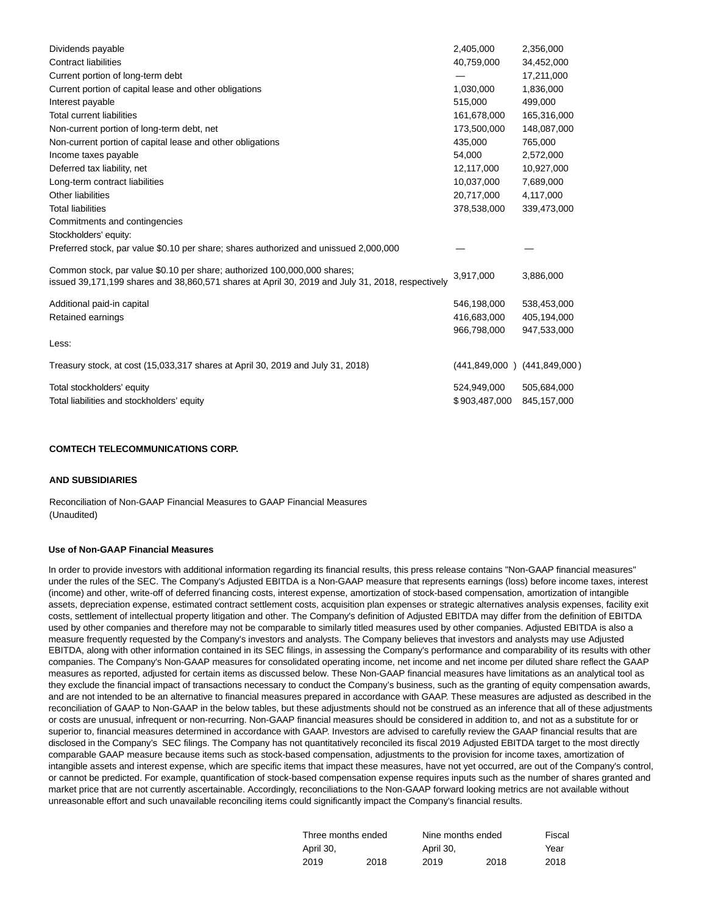| | | |
|---|---|---|
| Dividends payable | 2,405,000 | 2,356,000 |
| Contract liabilities | 40,759,000 | 34,452,000 |
| Current portion of long-term debt | — | 17,211,000 |
| Current portion of capital lease and other obligations | 1,030,000 | 1,836,000 |
| Interest payable | 515,000 | 499,000 |
| Total current liabilities | 161,678,000 | 165,316,000 |
| Non-current portion of long-term debt, net | 173,500,000 | 148,087,000 |
| Non-current portion of capital lease and other obligations | 435,000 | 765,000 |
| Income taxes payable | 54,000 | 2,572,000 |
| Deferred tax liability, net | 12,117,000 | 10,927,000 |
| Long-term contract liabilities | 10,037,000 | 7,689,000 |
| Other liabilities | 20,717,000 | 4,117,000 |
| Total liabilities | 378,538,000 | 339,473,000 |
| Commitments and contingencies | | |
| Stockholders' equity: | | |
| Preferred stock, par value $0.10 per share; shares authorized and unissued 2,000,000 | — | — |
| Common stock, par value $0.10 per share; authorized 100,000,000 shares; issued 39,171,199 shares and 38,860,571 shares at April 30, 2019 and July 31, 2018, respectively | 3,917,000 | 3,886,000 |
| Additional paid-in capital | 546,198,000 | 538,453,000 |
| Retained earnings | 416,683,000 | 405,194,000 |
| | 966,798,000 | 947,533,000 |
| Less: | | |
| Treasury stock, at cost (15,033,317 shares at April 30, 2019 and July 31, 2018) | (441,849,000 ) | (441,849,000 ) |
| Total stockholders' equity | 524,949,000 | 505,684,000 |
| Total liabilities and stockholders' equity | $903,487,000 | 845,157,000 |

**COMTECH TELECOMMUNICATIONS CORP.**

**AND SUBSIDIARIES**

Reconciliation of Non-GAAP Financial Measures to GAAP Financial Measures
(Unaudited)

**Use of Non-GAAP Financial Measures**

In order to provide investors with additional information regarding its financial results, this press release contains "Non-GAAP financial measures" under the rules of the SEC. The Company's Adjusted EBITDA is a Non-GAAP measure that represents earnings (loss) before income taxes, interest (income) and other, write-off of deferred financing costs, interest expense, amortization of stock-based compensation, amortization of intangible assets, depreciation expense, estimated contract settlement costs, acquisition plan expenses or strategic alternatives analysis expenses, facility exit costs, settlement of intellectual property litigation and other. The Company's definition of Adjusted EBITDA may differ from the definition of EBITDA used by other companies and therefore may not be comparable to similarly titled measures used by other companies. Adjusted EBITDA is also a measure frequently requested by the Company's investors and analysts. The Company believes that investors and analysts may use Adjusted EBITDA, along with other information contained in its SEC filings, in assessing the Company's performance and comparability of its results with other companies. The Company's Non-GAAP measures for consolidated operating income, net income and net income per diluted share reflect the GAAP measures as reported, adjusted for certain items as discussed below. These Non-GAAP financial measures have limitations as an analytical tool as they exclude the financial impact of transactions necessary to conduct the Company's business, such as the granting of equity compensation awards, and are not intended to be an alternative to financial measures prepared in accordance with GAAP. These measures are adjusted as described in the reconciliation of GAAP to Non-GAAP in the below tables, but these adjustments should not be construed as an inference that all of these adjustments or costs are unusual, infrequent or non-recurring. Non-GAAP financial measures should be considered in addition to, and not as a substitute for or superior to, financial measures determined in accordance with GAAP. Investors are advised to carefully review the GAAP financial results that are disclosed in the Company's SEC filings. The Company has not quantitatively reconciled its fiscal 2019 Adjusted EBITDA target to the most directly comparable GAAP measure because items such as stock-based compensation, adjustments to the provision for income taxes, amortization of intangible assets and interest expense, which are specific items that impact these measures, have not yet occurred, are out of the Company's control, or cannot be predicted. For example, quantification of stock-based compensation expense requires inputs such as the number of shares granted and market price that are not currently ascertainable. Accordingly, reconciliations to the Non-GAAP forward looking metrics are not available without unreasonable effort and such unavailable reconciling items could significantly impact the Company's financial results.

| | Three months ended April 30, | | Nine months ended April 30, | | Fiscal Year |
|---|---|---|---|---|---|
| | 2019 | 2018 | 2019 | 2018 | 2018 |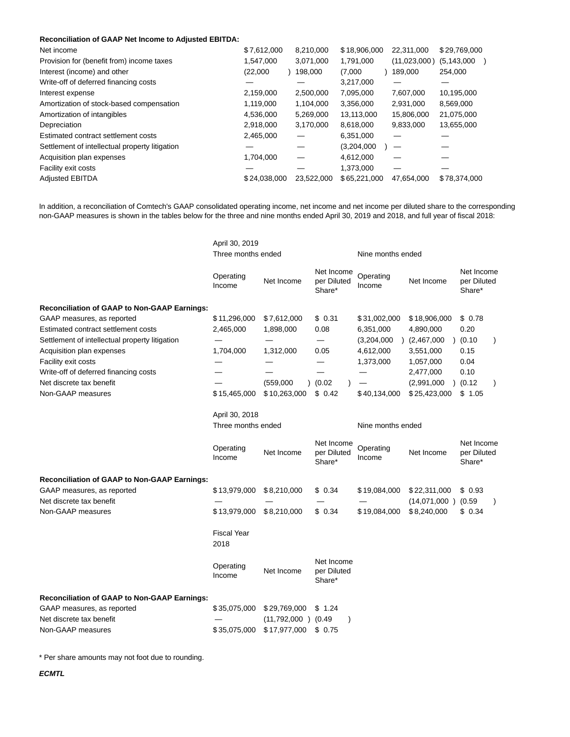| Reconciliation of GAAP Net Income to Adjusted EBITDA: | | | | | |
|---|---|---|---|---|---|
| Net income | $7,612,000 | 8,210,000 | $18,906,000 | 22,311,000 | $29,769,000 |
| Provision for (benefit from) income taxes | 1,547,000 | 3,071,000 | 1,791,000 | (11,023,000) | (5,143,000) |
| Interest (income) and other | (22,000) | 198,000 | (7,000) | 189,000 | 254,000 |
| Write-off of deferred financing costs | — | — | 3,217,000 | — | — |
| Interest expense | 2,159,000 | 2,500,000 | 7,095,000 | 7,607,000 | 10,195,000 |
| Amortization of stock-based compensation | 1,119,000 | 1,104,000 | 3,356,000 | 2,931,000 | 8,569,000 |
| Amortization of intangibles | 4,536,000 | 5,269,000 | 13,113,000 | 15,806,000 | 21,075,000 |
| Depreciation | 2,918,000 | 3,170,000 | 8,618,000 | 9,833,000 | 13,655,000 |
| Estimated contract settlement costs | 2,465,000 | — | 6,351,000 | — | — |
| Settlement of intellectual property litigation | — | — | (3,204,000) | — | — |
| Acquisition plan expenses | 1,704,000 | — | 4,612,000 | — | — |
| Facility exit costs | — | — | 1,373,000 | — | — |
| Adjusted EBITDA | $24,038,000 | 23,522,000 | $65,221,000 | 47,654,000 | $78,374,000 |

In addition, a reconciliation of Comtech's GAAP consolidated operating income, net income and net income per diluted share to the corresponding non-GAAP measures is shown in the tables below for the three and nine months ended April 30, 2019 and 2018, and full year of fiscal 2018:

| | April 30, 2019 Three months ended | | | Nine months ended | | |
|---|---|---|---|---|---|---|
| | Operating Income | Net Income | Net Income per Diluted Share* | Operating Income | Net Income | Net Income per Diluted Share* |
| **Reconciliation of GAAP to Non-GAAP Earnings:** | | | | | | |
| GAAP measures, as reported | $11,296,000 | $7,612,000 | $ 0.31 | $31,002,000 | $18,906,000 | $ 0.78 |
| Estimated contract settlement costs | 2,465,000 | 1,898,000 | 0.08 | 6,351,000 | 4,890,000 | 0.20 |
| Settlement of intellectual property litigation | — | — | — | (3,204,000) | (2,467,000) | (0.10) |
| Acquisition plan expenses | 1,704,000 | 1,312,000 | 0.05 | 4,612,000 | 3,551,000 | 0.15 |
| Facility exit costs | — | — | — | 1,373,000 | 1,057,000 | 0.04 |
| Write-off of deferred financing costs | — | — | — | — | 2,477,000 | 0.10 |
| Net discrete tax benefit | — | (559,000) | (0.02) | — | (2,991,000) | (0.12) |
| Non-GAAP measures | $15,465,000 | $10,263,000 | $ 0.42 | $40,134,000 | $25,423,000 | $ 1.05 |

| | April 30, 2018 Three months ended | | | Nine months ended | | |
|---|---|---|---|---|---|---|
| | Operating Income | Net Income | Net Income per Diluted Share* | Operating Income | Net Income | Net Income per Diluted Share* |
| **Reconciliation of GAAP to Non-GAAP Earnings:** | | | | | | |
| GAAP measures, as reported | $13,979,000 | $8,210,000 | $ 0.34 | $19,084,000 | $22,311,000 | $ 0.93 |
| Net discrete tax benefit | — | — | — | — | (14,071,000) | (0.59) |
| Non-GAAP measures | $13,979,000 | $8,210,000 | $ 0.34 | $19,084,000 | $8,240,000 | $ 0.34 |

| | Fiscal Year 2018 | | |
|---|---|---|---|
| | Operating Income | Net Income | Net Income per Diluted Share* |
| **Reconciliation of GAAP to Non-GAAP Earnings:** | | | |
| GAAP measures, as reported | $35,075,000 | $29,769,000 | $ 1.24 |
| Net discrete tax benefit | — | (11,792,000) | (0.49) |
| Non-GAAP measures | $35,075,000 | $17,977,000 | $ 0.75 |

\* Per share amounts may not foot due to rounding.

***ECMTL***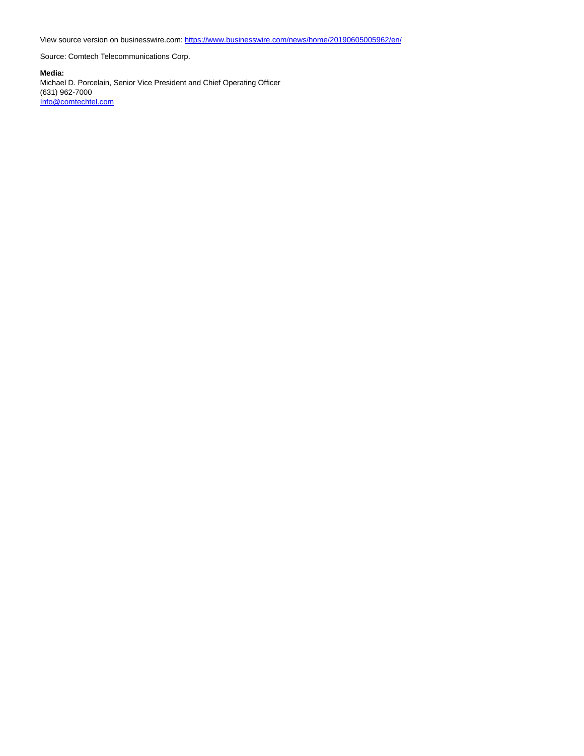View source version on businesswire.com: https://www.businesswire.com/news/home/20190605005962/en/

Source: Comtech Telecommunications Corp.

**Media:**
Michael D. Porcelain, Senior Vice President and Chief Operating Officer
(631) 962-7000
Info@comtechtel.com